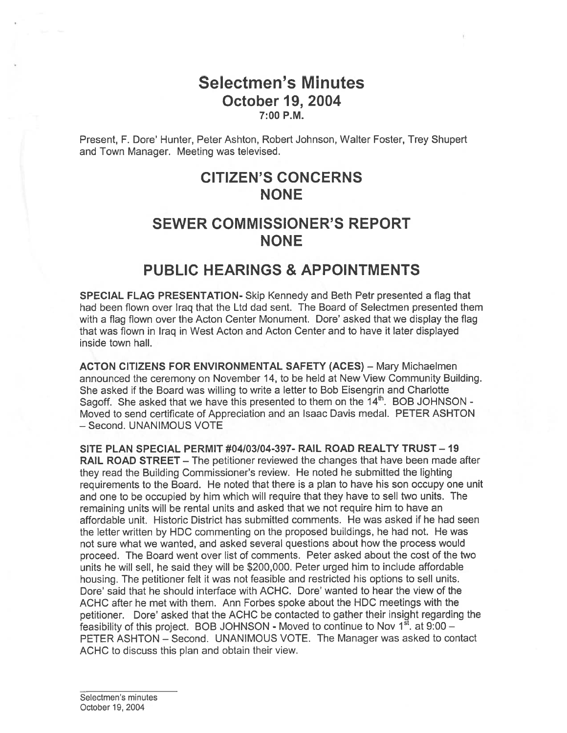# Selectmen's Minutes
## October 19, 2004
### 7:00 P.M.

Present, F. Dore' Hunter, Peter Ashton, Robert Johnson, Walter Foster, Trey Shupert and Town Manager. Meeting was televised.

## CITIZEN'S CONCERNS
## NONE

## SEWER COMMISSIONER'S REPORT
## NONE

## PUBLIC HEARINGS & APPOINTMENTS

**SPECIAL FLAG PRESENTATION-** Skip Kennedy and Beth Petr presented a flag that had been flown over Iraq that the Ltd dad sent. The Board of Selectmen presented them with a flag flown over the Acton Center Monument. Dore' asked that we display the flag that was flown in Iraq in West Acton and Acton Center and to have it later displayed inside town hall.

**ACTON CITIZENS FOR ENVIRONMENTAL SAFETY (ACES)** – Mary Michaelmen announced the ceremony on November 14, to be held at New View Community Building. She asked if the Board was willing to write a letter to Bob Eisengrin and Charlotte Sagoff. She asked that we have this presented to them on the 14th. BOB JOHNSON - Moved to send certificate of Appreciation and an Isaac Davis medal. PETER ASHTON – Second. UNANIMOUS VOTE

**SITE PLAN SPECIAL PERMIT #04/03/04-397- RAIL ROAD REALTY TRUST – 19 RAIL ROAD STREET** – The petitioner reviewed the changes that have been made after they read the Building Commissioner's review. He noted he submitted the lighting requirements to the Board. He noted that there is a plan to have his son occupy one unit and one to be occupied by him which will require that they have to sell two units. The remaining units will be rental units and asked that we not require him to have an affordable unit. Historic District has submitted comments. He was asked if he had seen the letter written by HDC commenting on the proposed buildings, he had not. He was not sure what we wanted, and asked several questions about how the process would proceed. The Board went over list of comments. Peter asked about the cost of the two units he will sell, he said they will be $200,000. Peter urged him to include affordable housing. The petitioner felt it was not feasible and restricted his options to sell units. Dore' said that he should interface with ACHC. Dore' wanted to hear the view of the ACHC after he met with them. Ann Forbes spoke about the HDC meetings with the petitioner. Dore' asked that the ACHC be contacted to gather their insight regarding the feasibility of this project. BOB JOHNSON - Moved to continue to Nov 1st. at 9:00 – PETER ASHTON – Second. UNANIMOUS VOTE. The Manager was asked to contact ACHC to discuss this plan and obtain their view.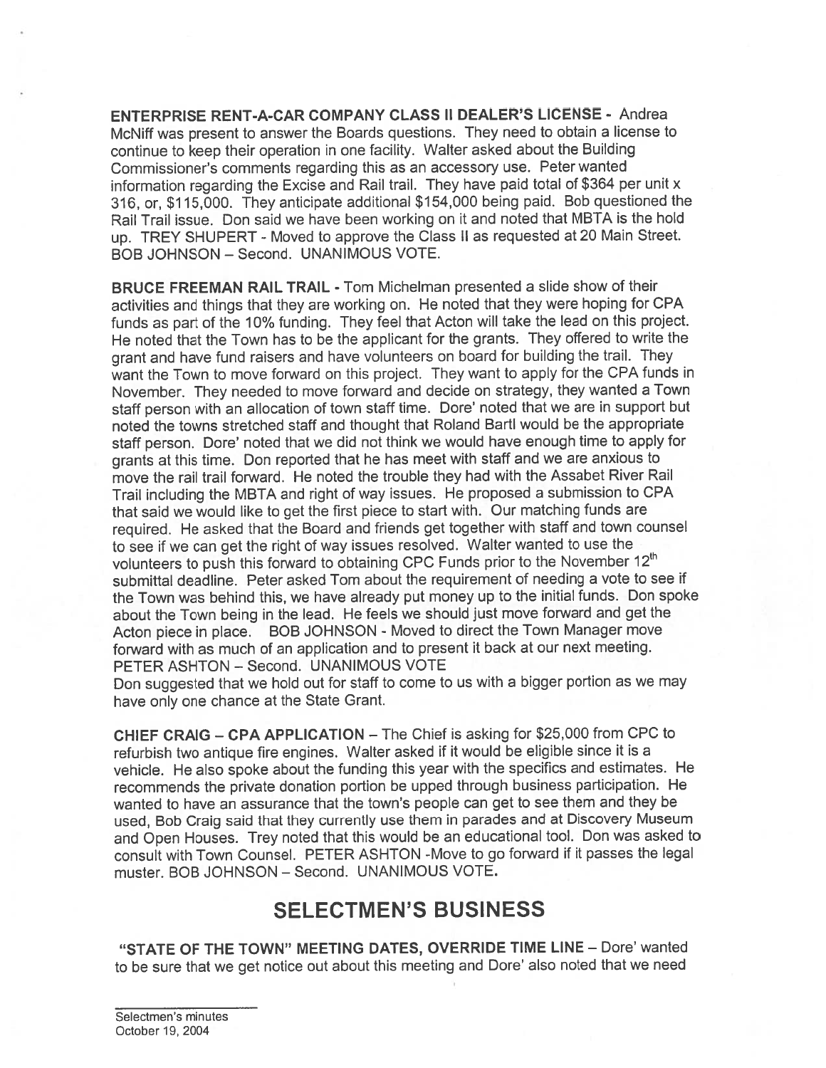**ENTERPRISE RENT-A-CAR COMPANY CLASS II DEALER'S LICENSE -** Andrea McNiff was present to answer the Boards questions. They need to obtain a license to continue to keep their operation in one facility. Walter asked about the Building Commissioner's comments regarding this as an accessory use. Peter wanted information regarding the Excise and Rail trail. They have paid total of $364 per unit x 316, or, $115,000. They anticipate additional $154,000 being paid. Bob questioned the Rail Trail issue. Don said we have been working on it and noted that MBTA is the hold up. TREY SHUPERT - Moved to approve the Class II as requested at 20 Main Street. BOB JOHNSON – Second. UNANIMOUS VOTE.

**BRUCE FREEMAN RAIL TRAIL -** Tom Michelman presented a slide show of their activities and things that they are working on. He noted that they were hoping for CPA funds as part of the 10% funding. They feel that Acton will take the lead on this project. He noted that the Town has to be the applicant for the grants. They offered to write the grant and have fund raisers and have volunteers on board for building the trail. They want the Town to move forward on this project. They want to apply for the CPA funds in November. They needed to move forward and decide on strategy, they wanted a Town staff person with an allocation of town staff time. Dore' noted that we are in support but noted the towns stretched staff and thought that Roland Bartl would be the appropriate staff person. Dore' noted that we did not think we would have enough time to apply for grants at this time. Don reported that he has meet with staff and we are anxious to move the rail trail forward. He noted the trouble they had with the Assabet River Rail Trail including the MBTA and right of way issues. He proposed a submission to CPA that said we would like to get the first piece to start with. Our matching funds are required. He asked that the Board and friends get together with staff and town counsel to see if we can get the right of way issues resolved. Walter wanted to use the volunteers to push this forward to obtaining CPC Funds prior to the November 12th submittal deadline. Peter asked Tom about the requirement of needing a vote to see if the Town was behind this, we have already put money up to the initial funds. Don spoke about the Town being in the lead. He feels we should just move forward and get the Acton piece in place. BOB JOHNSON - Moved to direct the Town Manager move forward with as much of an application and to present it back at our next meeting. PETER ASHTON – Second. UNANIMOUS VOTE

Don suggested that we hold out for staff to come to us with a bigger portion as we may have only one chance at the State Grant.

**CHIEF CRAIG – CPA APPLICATION –** The Chief is asking for $25,000 from CPC to refurbish two antique fire engines. Walter asked if it would be eligible since it is a vehicle. He also spoke about the funding this year with the specifics and estimates. He recommends the private donation portion be upped through business participation. He wanted to have an assurance that the town's people can get to see them and they be used, Bob Craig said that they currently use them in parades and at Discovery Museum and Open Houses. Trey noted that this would be an educational tool. Don was asked to consult with Town Counsel. PETER ASHTON -Move to go forward if it passes the legal muster. BOB JOHNSON – Second. UNANIMOUS VOTE.

## SELECTMEN'S BUSINESS

**"STATE OF THE TOWN" MEETING DATES, OVERRIDE TIME LINE –** Dore' wanted to be sure that we get notice out about this meeting and Dore' also noted that we need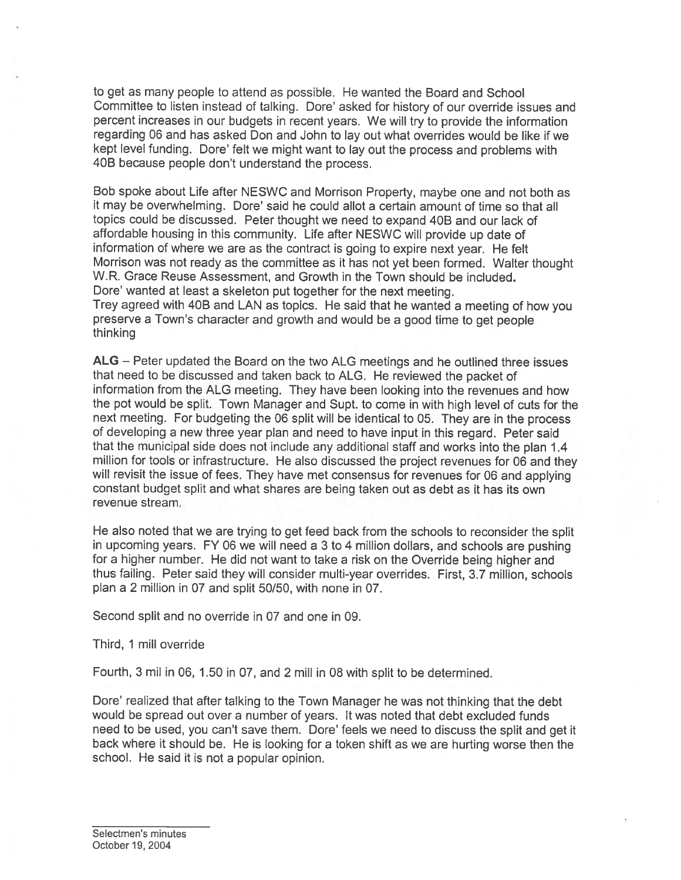to get as many people to attend as possible. He wanted the Board and School Committee to listen instead of talking. Dore' asked for history of our override issues and percent increases in our budgets in recent years. We will try to provide the information regarding 06 and has asked Don and John to lay out what overrides would be like if we kept level funding. Dore' felt we might want to lay out the process and problems with 40B because people don't understand the process.

Bob spoke about Life after NESWC and Morrison Property, maybe one and not both as it may be overwhelming. Dore' said he could allot a certain amount of time so that all topics could be discussed. Peter thought we need to expand 40B and our lack of affordable housing in this community. Life after NESWC will provide up date of information of where we are as the contract is going to expire next year. He felt Morrison was not ready as the committee as it has not yet been formed. Walter thought W.R. Grace Reuse Assessment, and Growth in the Town should be included.
Dore' wanted at least a skeleton put together for the next meeting.
Trey agreed with 40B and LAN as topics. He said that he wanted a meeting of how you preserve a Town's character and growth and would be a good time to get people thinking

**ALG** – Peter updated the Board on the two ALG meetings and he outlined three issues that need to be discussed and taken back to ALG. He reviewed the packet of information from the ALG meeting. They have been looking into the revenues and how the pot would be split. Town Manager and Supt. to come in with high level of cuts for the next meeting. For budgeting the 06 split will be identical to 05. They are in the process of developing a new three year plan and need to have input in this regard. Peter said that the municipal side does not include any additional staff and works into the plan 1.4 million for tools or infrastructure. He also discussed the project revenues for 06 and they will revisit the issue of fees. They have met consensus for revenues for 06 and applying constant budget split and what shares are being taken out as debt as it has its own revenue stream.

He also noted that we are trying to get feed back from the schools to reconsider the split in upcoming years. FY 06 we will need a 3 to 4 million dollars, and schools are pushing for a higher number. He did not want to take a risk on the Override being higher and thus failing. Peter said they will consider multi-year overrides. First, 3.7 million, schools plan a 2 million in 07 and split 50/50, with none in 07.

Second split and no override in 07 and one in 09.

Third, 1 mill override

Fourth, 3 mil in 06, 1.50 in 07, and 2 mill in 08 with split to be determined.

Dore' realized that after talking to the Town Manager he was not thinking that the debt would be spread out over a number of years. It was noted that debt excluded funds need to be used, you can't save them. Dore' feels we need to discuss the split and get it back where it should be. He is looking for a token shift as we are hurting worse then the school. He said it is not a popular opinion.

Selectmen's minutes
October 19, 2004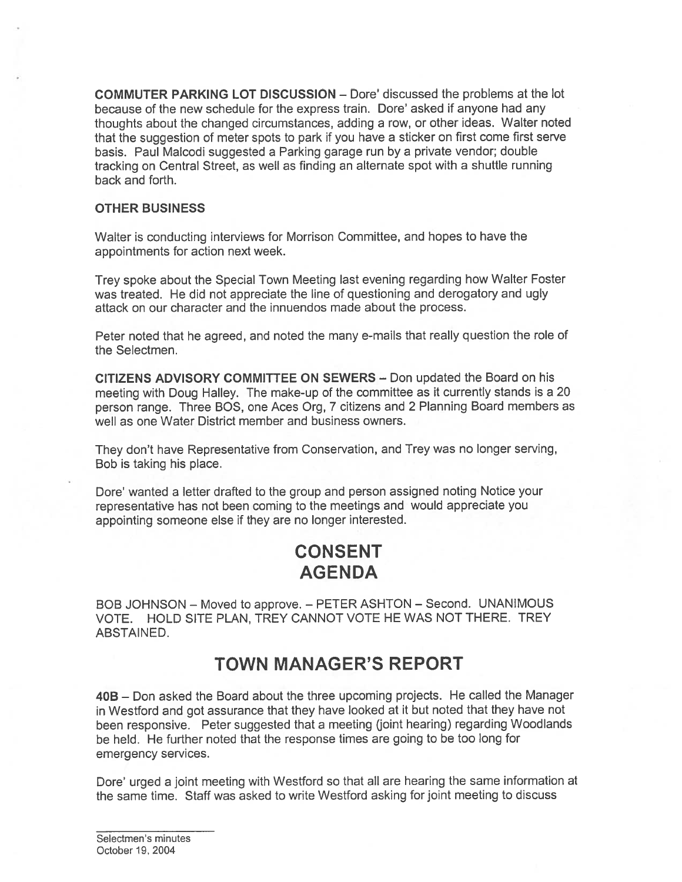**COMMUTER PARKING LOT DISCUSSION** – Dore' discussed the problems at the lot because of the new schedule for the express train. Dore' asked if anyone had any thoughts about the changed circumstances, adding a row, or other ideas. Walter noted that the suggestion of meter spots to park if you have a sticker on first come first serve basis. Paul Malcodi suggested a Parking garage run by a private vendor; double tracking on Central Street, as well as finding an alternate spot with a shuttle running back and forth.

**OTHER BUSINESS**

Walter is conducting interviews for Morrison Committee, and hopes to have the appointments for action next week.

Trey spoke about the Special Town Meeting last evening regarding how Walter Foster was treated. He did not appreciate the line of questioning and derogatory and ugly attack on our character and the innuendos made about the process.

Peter noted that he agreed, and noted the many e-mails that really question the role of the Selectmen.

**CITIZENS ADVISORY COMMITTEE ON SEWERS** – Don updated the Board on his meeting with Doug Halley. The make-up of the committee as it currently stands is a 20 person range. Three BOS, one Aces Org, 7 citizens and 2 Planning Board members as well as one Water District member and business owners.

They don't have Representative from Conservation, and Trey was no longer serving, Bob is taking his place.

Dore' wanted a letter drafted to the group and person assigned noting Notice your representative has not been coming to the meetings and would appreciate you appointing someone else if they are no longer interested.

# CONSENT AGENDA

BOB JOHNSON – Moved to approve. – PETER ASHTON – Second. UNANIMOUS VOTE. HOLD SITE PLAN, TREY CANNOT VOTE HE WAS NOT THERE. TREY ABSTAINED.

# TOWN MANAGER'S REPORT

**40B** – Don asked the Board about the three upcoming projects. He called the Manager in Westford and got assurance that they have looked at it but noted that they have not been responsive. Peter suggested that a meeting (joint hearing) regarding Woodlands be held. He further noted that the response times are going to be too long for emergency services.

Dore' urged a joint meeting with Westford so that all are hearing the same information at the same time. Staff was asked to write Westford asking for joint meeting to discuss

Selectmen's minutes
October 19, 2004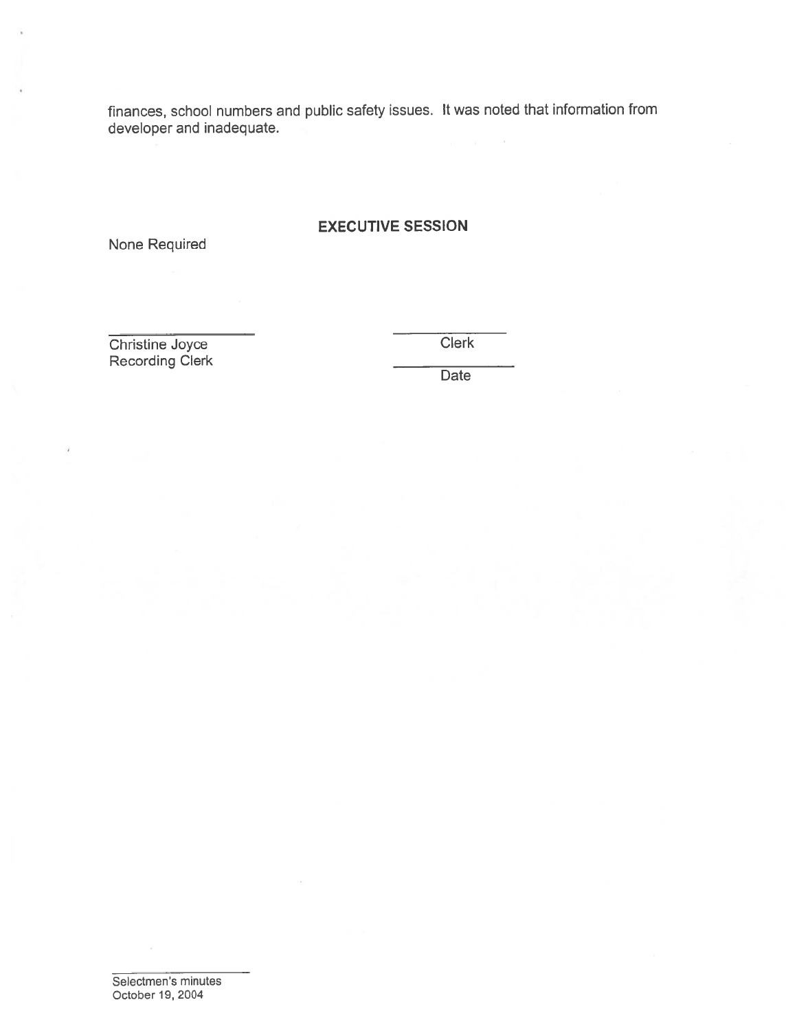finances, school numbers and public safety issues. It was noted that information from developer and inadequate.

## EXECUTIVE SESSION

None Required

Christine Joyce
Recording Clerk

Clerk

Date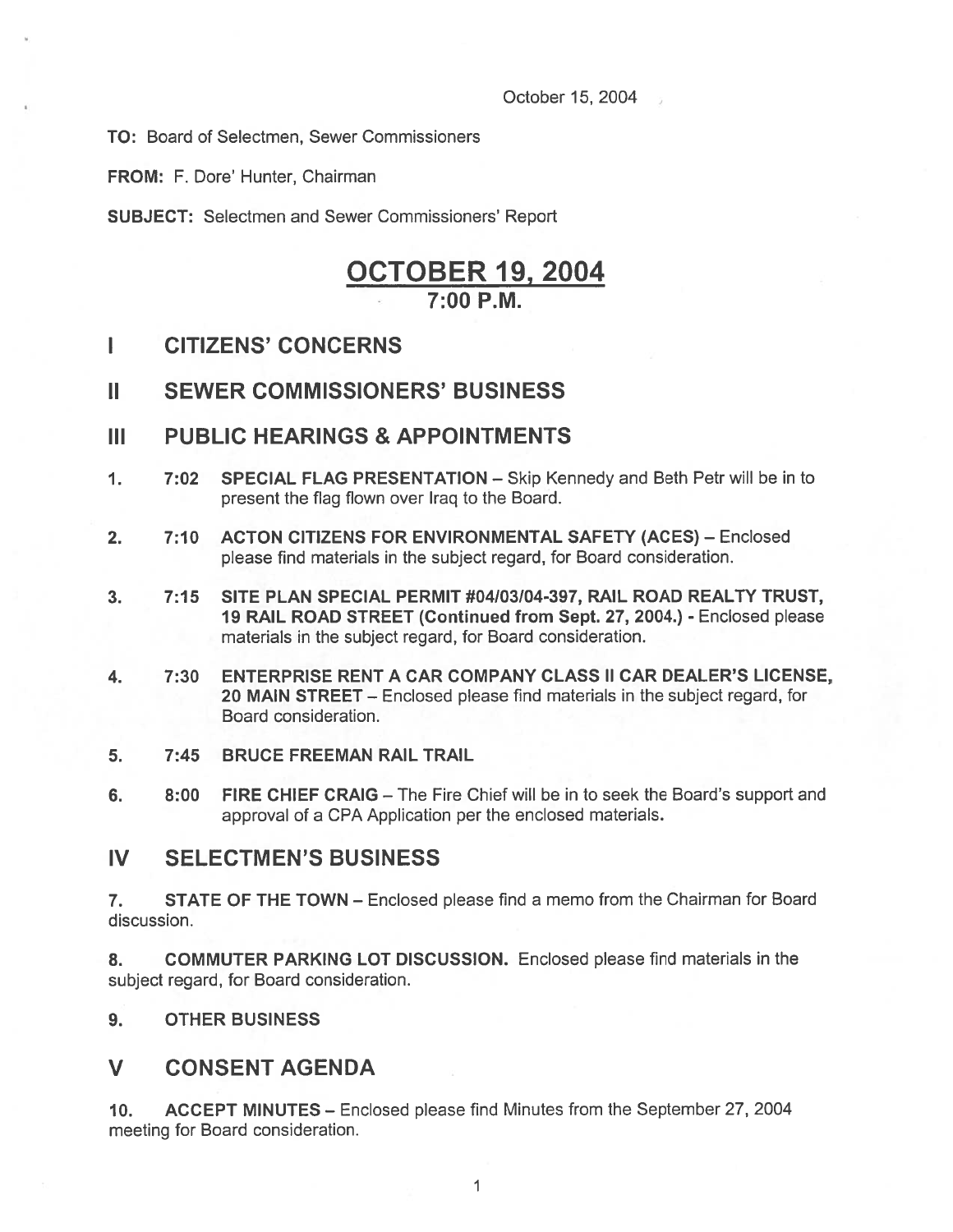October 15, 2004

**TO:** Board of Selectmen, Sewer Commissioners

**FROM:** F. Dore' Hunter, Chairman

**SUBJECT:** Selectmen and Sewer Commissioners' Report

# OCTOBER 19, 2004
## 7:00 P.M.

## I CITIZENS' CONCERNS

## II SEWER COMMISSIONERS' BUSINESS

## III PUBLIC HEARINGS & APPOINTMENTS

1. **7:02 SPECIAL FLAG PRESENTATION** – Skip Kennedy and Beth Petr will be in to present the flag flown over Iraq to the Board.

2. **7:10 ACTON CITIZENS FOR ENVIRONMENTAL SAFETY (ACES)** – Enclosed please find materials in the subject regard, for Board consideration.

3. **7:15 SITE PLAN SPECIAL PERMIT #04/03/04-397, RAIL ROAD REALTY TRUST, 19 RAIL ROAD STREET (Continued from Sept. 27, 2004.)** - Enclosed please materials in the subject regard, for Board consideration.

4. **7:30 ENTERPRISE RENT A CAR COMPANY CLASS II CAR DEALER'S LICENSE, 20 MAIN STREET** – Enclosed please find materials in the subject regard, for Board consideration.

5. **7:45 BRUCE FREEMAN RAIL TRAIL**

6. **8:00 FIRE CHIEF CRAIG** – The Fire Chief will be in to seek the Board's support and approval of a CPA Application per the enclosed materials.

## IV SELECTMEN'S BUSINESS

7. **STATE OF THE TOWN** – Enclosed please find a memo from the Chairman for Board discussion.

8. **COMMUTER PARKING LOT DISCUSSION.** Enclosed please find materials in the subject regard, for Board consideration.

9. **OTHER BUSINESS**

## V CONSENT AGENDA

10. **ACCEPT MINUTES** – Enclosed please find Minutes from the September 27, 2004 meeting for Board consideration.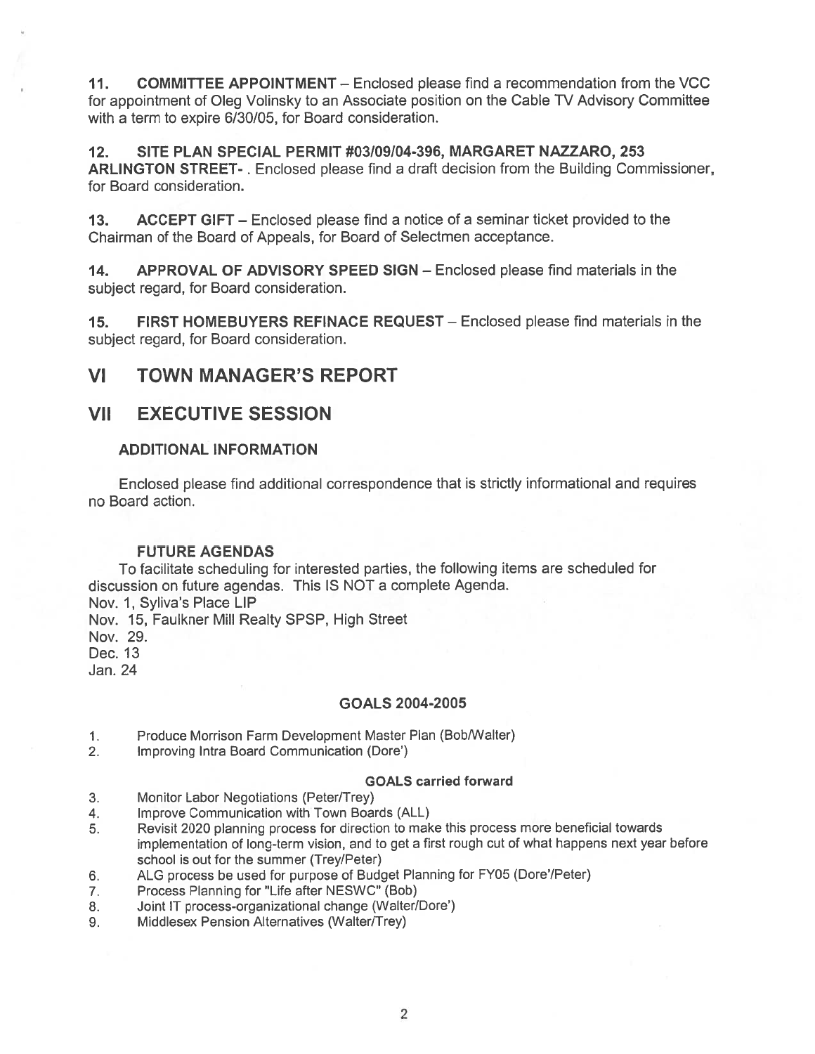**11. COMMITTEE APPOINTMENT** – Enclosed please find a recommendation from the VCC for appointment of Oleg Volinsky to an Associate position on the Cable TV Advisory Committee with a term to expire 6/30/05, for Board consideration.

**12. SITE PLAN SPECIAL PERMIT #03/09/04-396, MARGARET NAZZARO, 253 ARLINGTON STREET-** . Enclosed please find a draft decision from the Building Commissioner, for Board consideration.

**13. ACCEPT GIFT** – Enclosed please find a notice of a seminar ticket provided to the Chairman of the Board of Appeals, for Board of Selectmen acceptance.

**14. APPROVAL OF ADVISORY SPEED SIGN** – Enclosed please find materials in the subject regard, for Board consideration.

**15. FIRST HOMEBUYERS REFINACE REQUEST** – Enclosed please find materials in the subject regard, for Board consideration.

## VI TOWN MANAGER'S REPORT

## VII EXECUTIVE SESSION

### ADDITIONAL INFORMATION

Enclosed please find additional correspondence that is strictly informational and requires no Board action.

### FUTURE AGENDAS

To facilitate scheduling for interested parties, the following items are scheduled for discussion on future agendas. This IS NOT a complete Agenda.

Nov. 1, Syliva's Place LIP
Nov. 15, Faulkner Mill Realty SPSP, High Street
Nov. 29.
Dec. 13
Jan. 24

### GOALS 2004-2005

1. Produce Morrison Farm Development Master Plan (Bob/Walter)
2. Improving Intra Board Communication (Dore')

#### GOALS carried forward

3. Monitor Labor Negotiations (Peter/Trey)
4. Improve Communication with Town Boards (ALL)
5. Revisit 2020 planning process for direction to make this process more beneficial towards implementation of long-term vision, and to get a first rough cut of what happens next year before school is out for the summer (Trey/Peter)
6. ALG process be used for purpose of Budget Planning for FY05 (Dore'/Peter)
7. Process Planning for "Life after NESWC" (Bob)
8. Joint IT process-organizational change (Walter/Dore')
9. Middlesex Pension Alternatives (Walter/Trey)